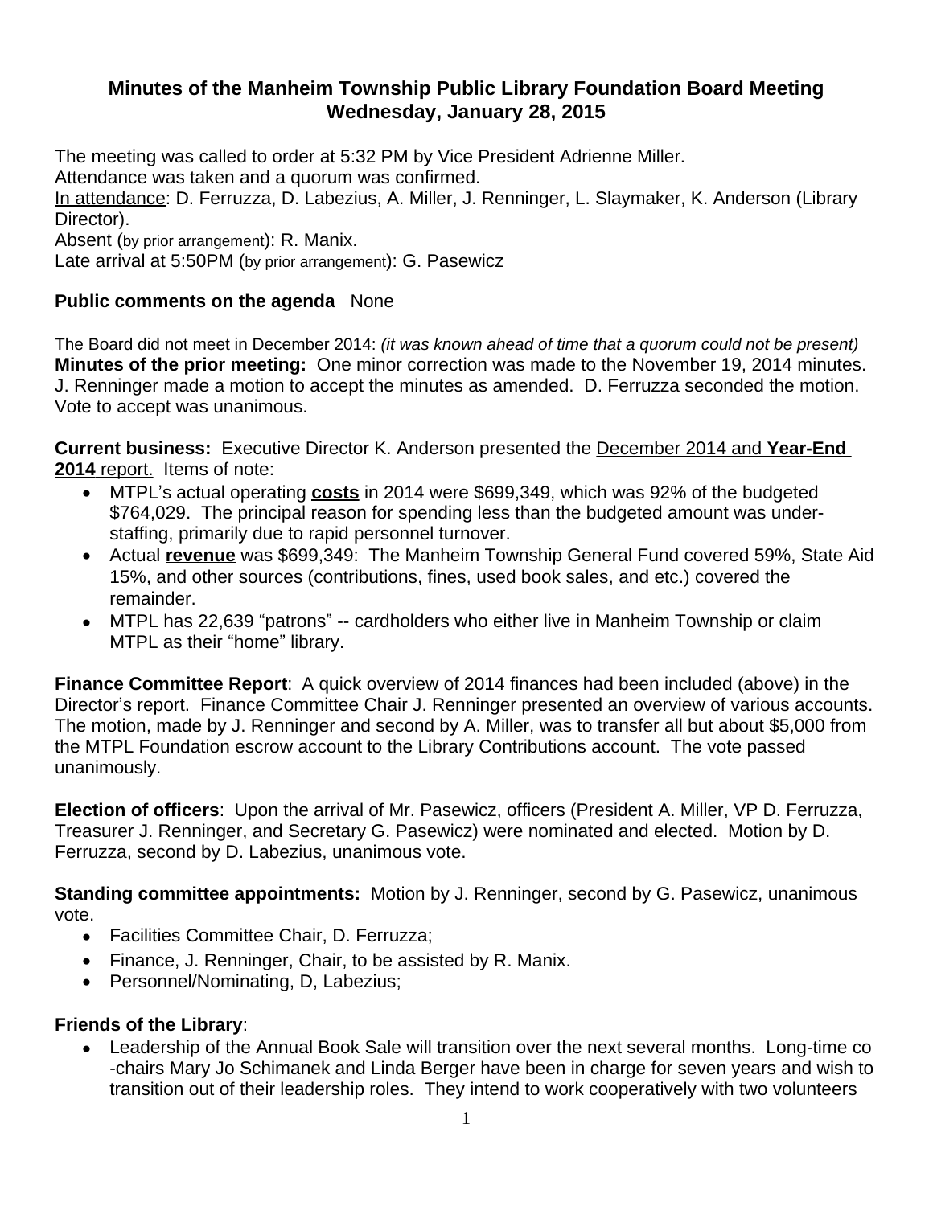# Minutes of the Manheim Township Public Library Foundation Board Meeting
## Wednesday, January 28, 2015

The meeting was called to order at 5:32 PM by Vice President Adrienne Miller.
Attendance was taken and a quorum was confirmed.
In attendance: D. Ferruzza, D. Labezius, A. Miller, J. Renninger, L. Slaymaker, K. Anderson (Library Director).
Absent (by prior arrangement): R. Manix.
Late arrival at 5:50PM (by prior arrangement): G. Pasewicz

**Public comments on the agenda** None

The Board did not meet in December 2014: *(it was known ahead of time that a quorum could not be present)*
**Minutes of the prior meeting:** One minor correction was made to the November 19, 2014 minutes. J. Renninger made a motion to accept the minutes as amended. D. Ferruzza seconded the motion. Vote to accept was unanimous.

**Current business:** Executive Director K. Anderson presented the December 2014 and **Year-End 2014** report. Items of note:

- MTPL's actual operating **costs** in 2014 were $699,349, which was 92% of the budgeted $764,029. The principal reason for spending less than the budgeted amount was under-staffing, primarily due to rapid personnel turnover.
- Actual **revenue** was $699,349: The Manheim Township General Fund covered 59%, State Aid 15%, and other sources (contributions, fines, used book sales, and etc.) covered the remainder.
- MTPL has 22,639 "patrons" -- cardholders who either live in Manheim Township or claim MTPL as their "home" library.

**Finance Committee Report**: A quick overview of 2014 finances had been included (above) in the Director's report. Finance Committee Chair J. Renninger presented an overview of various accounts. The motion, made by J. Renninger and second by A. Miller, was to transfer all but about $5,000 from the MTPL Foundation escrow account to the Library Contributions account. The vote passed unanimously.

**Election of officers**: Upon the arrival of Mr. Pasewicz, officers (President A. Miller, VP D. Ferruzza, Treasurer J. Renninger, and Secretary G. Pasewicz) were nominated and elected. Motion by D. Ferruzza, second by D. Labezius, unanimous vote.

**Standing committee appointments:** Motion by J. Renninger, second by G. Pasewicz, unanimous vote.

- Facilities Committee Chair, D. Ferruzza;
- Finance, J. Renninger, Chair, to be assisted by R. Manix.
- Personnel/Nominating, D, Labezius;

**Friends of the Library**:

- Leadership of the Annual Book Sale will transition over the next several months. Long-time co-chairs Mary Jo Schimanek and Linda Berger have been in charge for seven years and wish to transition out of their leadership roles. They intend to work cooperatively with two volunteers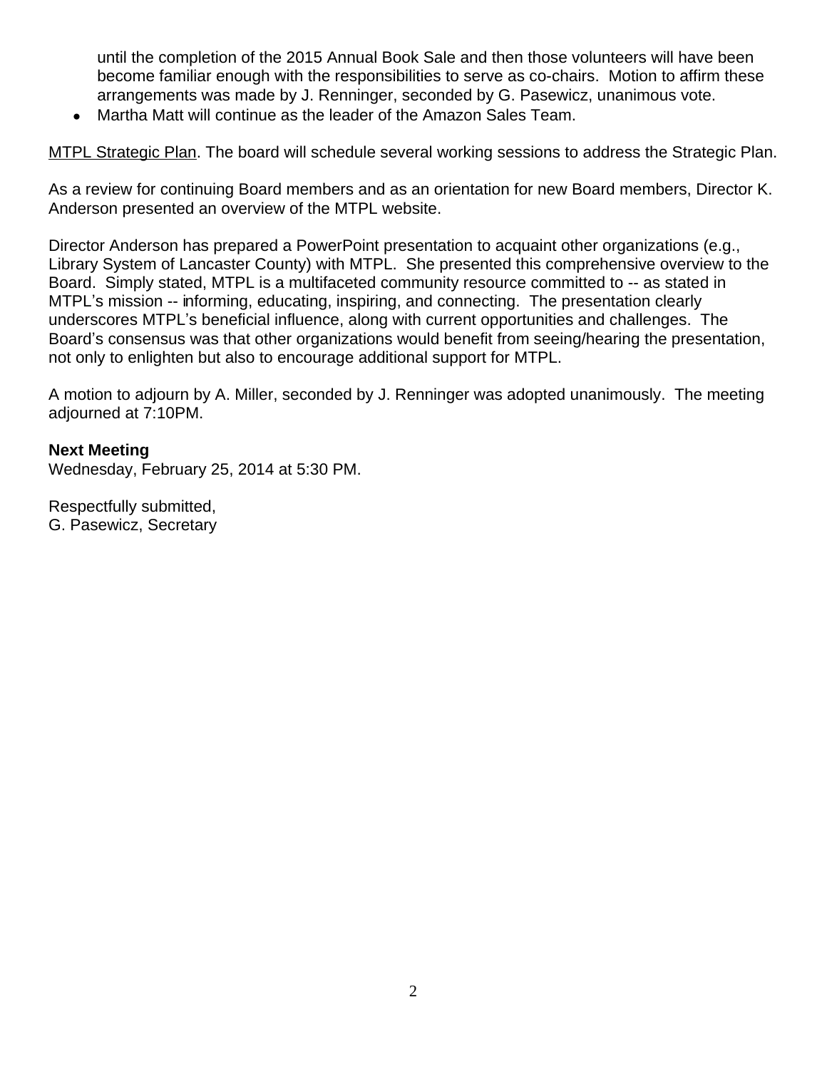until the completion of the 2015 Annual Book Sale and then those volunteers will have been become familiar enough with the responsibilities to serve as co-chairs. Motion to affirm these arrangements was made by J. Renninger, seconded by G. Pasewicz, unanimous vote.

- Martha Matt will continue as the leader of the Amazon Sales Team.

MTPL Strategic Plan. The board will schedule several working sessions to address the Strategic Plan.

As a review for continuing Board members and as an orientation for new Board members, Director K. Anderson presented an overview of the MTPL website.

Director Anderson has prepared a PowerPoint presentation to acquaint other organizations (e.g., Library System of Lancaster County) with MTPL. She presented this comprehensive overview to the Board. Simply stated, MTPL is a multifaceted community resource committed to -- as stated in MTPL's mission -- informing, educating, inspiring, and connecting. The presentation clearly underscores MTPL's beneficial influence, along with current opportunities and challenges. The Board's consensus was that other organizations would benefit from seeing/hearing the presentation, not only to enlighten but also to encourage additional support for MTPL.

A motion to adjourn by A. Miller, seconded by J. Renninger was adopted unanimously. The meeting adjourned at 7:10PM.

**Next Meeting**
Wednesday, February 25, 2014 at 5:30 PM.

Respectfully submitted,
G. Pasewicz, Secretary